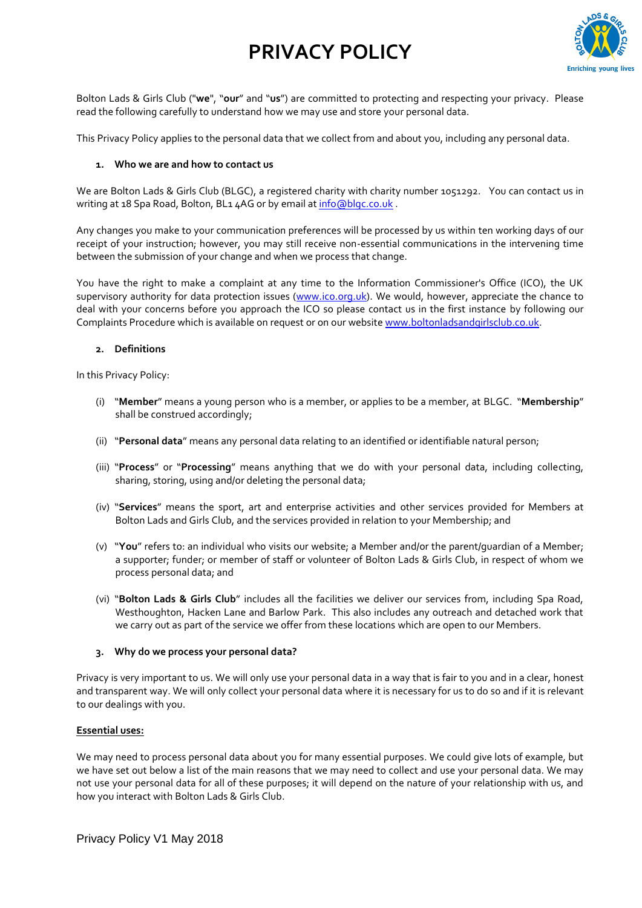# PRIVACY POLICY

Bolton Lads & Girls Club ("**we**", "**our**" and "**us**") are committed to protecting and respecting your privacy. Please read the following carefully to understand how we may use and store your personal data.

This Privacy Policy applies to the personal data that we collect from and about you, including any personal data.

## 1. Who we are and how to contact us

We are Bolton Lads & Girls Club (BLGC), a registered charity with charity number 1051292. You can contact us in writing at 18 Spa Road, Bolton, BL1 4AG or by email at info@blgc.co.uk .

Any changes you make to your communication preferences will be processed by us within ten working days of our receipt of your instruction; however, you may still receive non-essential communications in the intervening time between the submission of your change and when we process that change.

You have the right to make a complaint at any time to the Information Commissioner's Office (ICO), the UK supervisory authority for data protection issues (www.ico.org.uk). We would, however, appreciate the chance to deal with your concerns before you approach the ICO so please contact us in the first instance by following our Complaints Procedure which is available on request or on our website www.boltonladsandgirlsclub.co.uk.

## 2. Definitions

In this Privacy Policy:

(i) "**Member**" means a young person who is a member, or applies to be a member, at BLGC. "**Membership**" shall be construed accordingly;

(ii) "**Personal data**" means any personal data relating to an identified or identifiable natural person;

(iii) "**Process**" or "**Processing**" means anything that we do with your personal data, including collecting, sharing, storing, using and/or deleting the personal data;

(iv) "**Services**" means the sport, art and enterprise activities and other services provided for Members at Bolton Lads and Girls Club, and the services provided in relation to your Membership; and

(v) "**You**" refers to: an individual who visits our website; a Member and/or the parent/guardian of a Member; a supporter; funder; or member of staff or volunteer of Bolton Lads & Girls Club, in respect of whom we process personal data; and

(vi) "**Bolton Lads & Girls Club**" includes all the facilities we deliver our services from, including Spa Road, Westhoughton, Hacken Lane and Barlow Park. This also includes any outreach and detached work that we carry out as part of the service we offer from these locations which are open to our Members.

## 3. Why do we process your personal data?

Privacy is very important to us. We will only use your personal data in a way that is fair to you and in a clear, honest and transparent way. We will only collect your personal data where it is necessary for us to do so and if it is relevant to our dealings with you.

**Essential uses:**

We may need to process personal data about you for many essential purposes. We could give lots of example, but we have set out below a list of the main reasons that we may need to collect and use your personal data. We may not use your personal data for all of these purposes; it will depend on the nature of your relationship with us, and how you interact with Bolton Lads & Girls Club.

Privacy Policy V1 May 2018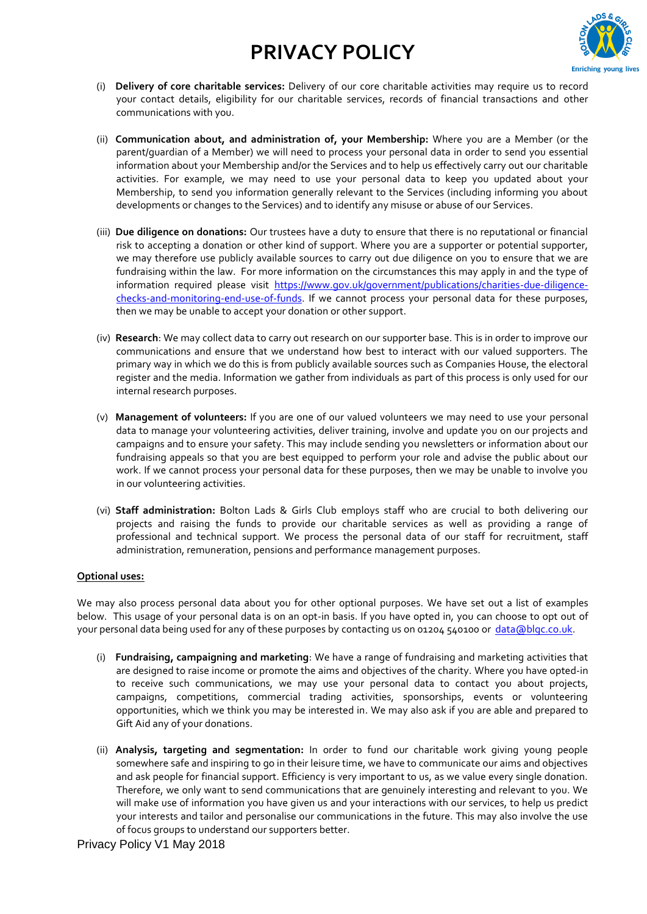(i) **Delivery of core charitable services:** Delivery of our core charitable activities may require us to record your contact details, eligibility for our charitable services, records of financial transactions and other communications with you.

(ii) **Communication about, and administration of, your Membership:** Where you are a Member (or the parent/guardian of a Member) we will need to process your personal data in order to send you essential information about your Membership and/or the Services and to help us effectively carry out our charitable activities. For example, we may need to use your personal data to keep you updated about your Membership, to send you information generally relevant to the Services (including informing you about developments or changes to the Services) and to identify any misuse or abuse of our Services.

(iii) **Due diligence on donations:** Our trustees have a duty to ensure that there is no reputational or financial risk to accepting a donation or other kind of support. Where you are a supporter or potential supporter, we may therefore use publicly available sources to carry out due diligence on you to ensure that we are fundraising within the law. For more information on the circumstances this may apply in and the type of information required please visit [https://www.gov.uk/government/publications/charities-due-diligence-checks-and-monitoring-end-use-of-funds](https://www.gov.uk/government/publications/charities-due-diligence-checks-and-monitoring-end-use-of-funds). If we cannot process your personal data for these purposes, then we may be unable to accept your donation or other support.

(iv) **Research**: We may collect data to carry out research on our supporter base. This is in order to improve our communications and ensure that we understand how best to interact with our valued supporters. The primary way in which we do this is from publicly available sources such as Companies House, the electoral register and the media. Information we gather from individuals as part of this process is only used for our internal research purposes.

(v) **Management of volunteers:** If you are one of our valued volunteers we may need to use your personal data to manage your volunteering activities, deliver training, involve and update you on our projects and campaigns and to ensure your safety. This may include sending you newsletters or information about our fundraising appeals so that you are best equipped to perform your role and advise the public about our work. If we cannot process your personal data for these purposes, then we may be unable to involve you in our volunteering activities.

(vi) **Staff administration:** Bolton Lads & Girls Club employs staff who are crucial to both delivering our projects and raising the funds to provide our charitable services as well as providing a range of professional and technical support. We process the personal data of our staff for recruitment, staff administration, remuneration, pensions and performance management purposes.

**Optional uses:**

We may also process personal data about you for other optional purposes. We have set out a list of examples below. This usage of your personal data is on an opt-in basis. If you have opted in, you can choose to opt out of your personal data being used for any of these purposes by contacting us on 01204 540100 or [data@blgc.co.uk](mailto:data@blgc.co.uk).

(i) **Fundraising, campaigning and marketing**: We have a range of fundraising and marketing activities that are designed to raise income or promote the aims and objectives of the charity. Where you have opted-in to receive such communications, we may use your personal data to contact you about projects, campaigns, competitions, commercial trading activities, sponsorships, events or volunteering opportunities, which we think you may be interested in. We may also ask if you are able and prepared to Gift Aid any of your donations.

(ii) **Analysis, targeting and segmentation:** In order to fund our charitable work giving young people somewhere safe and inspiring to go in their leisure time, we have to communicate our aims and objectives and ask people for financial support. Efficiency is very important to us, as we value every single donation. Therefore, we only want to send communications that are genuinely interesting and relevant to you. We will make use of information you have given us and your interactions with our services, to help us predict your interests and tailor and personalise our communications in the future. This may also involve the use of focus groups to understand our supporters better.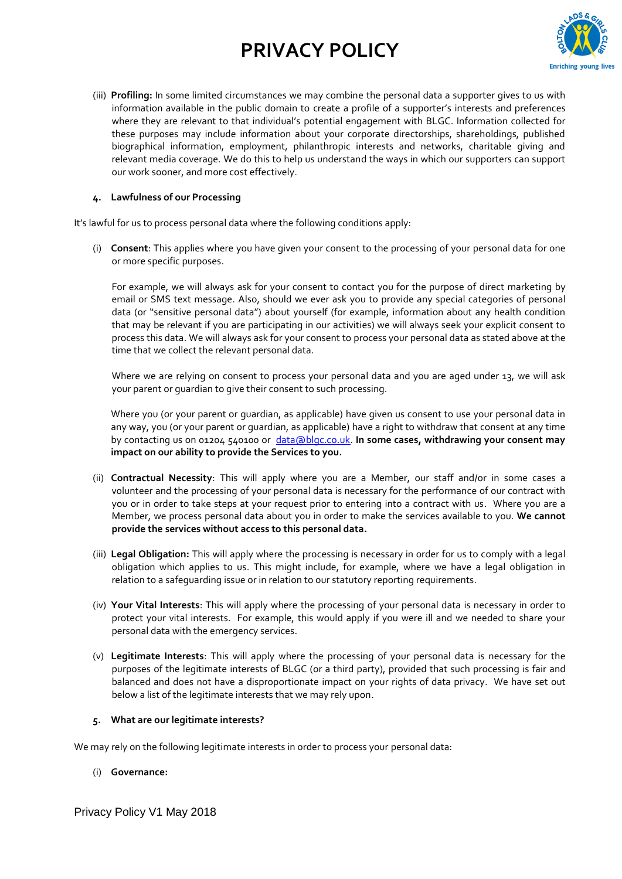(iii) **Profiling:** In some limited circumstances we may combine the personal data a supporter gives to us with information available in the public domain to create a profile of a supporter's interests and preferences where they are relevant to that individual's potential engagement with BLGC. Information collected for these purposes may include information about your corporate directorships, shareholdings, published biographical information, employment, philanthropic interests and networks, charitable giving and relevant media coverage. We do this to help us understand the ways in which our supporters can support our work sooner, and more cost effectively.

## 4. Lawfulness of our Processing

It's lawful for us to process personal data where the following conditions apply:

(i) **Consent**: This applies where you have given your consent to the processing of your personal data for one or more specific purposes.

For example, we will always ask for your consent to contact you for the purpose of direct marketing by email or SMS text message. Also, should we ever ask you to provide any special categories of personal data (or "sensitive personal data") about yourself (for example, information about any health condition that may be relevant if you are participating in our activities) we will always seek your explicit consent to process this data. We will always ask for your consent to process your personal data as stated above at the time that we collect the relevant personal data.

Where we are relying on consent to process your personal data and you are aged under 13, we will ask your parent or guardian to give their consent to such processing.

Where you (or your parent or guardian, as applicable) have given us consent to use your personal data in any way, you (or your parent or guardian, as applicable) have a right to withdraw that consent at any time by contacting us on 01204 540100 or [data@blgc.co.uk](mailto:data@blgc.co.uk). **In some cases, withdrawing your consent may impact on our ability to provide the Services to you.**

(ii) **Contractual Necessity**: This will apply where you are a Member, our staff and/or in some cases a volunteer and the processing of your personal data is necessary for the performance of our contract with you or in order to take steps at your request prior to entering into a contract with us. Where you are a Member, we process personal data about you in order to make the services available to you. **We cannot provide the services without access to this personal data.**

(iii) **Legal Obligation:** This will apply where the processing is necessary in order for us to comply with a legal obligation which applies to us. This might include, for example, where we have a legal obligation in relation to a safeguarding issue or in relation to our statutory reporting requirements.

(iv) **Your Vital Interests**: This will apply where the processing of your personal data is necessary in order to protect your vital interests. For example, this would apply if you were ill and we needed to share your personal data with the emergency services.

(v) **Legitimate Interests**: This will apply where the processing of your personal data is necessary for the purposes of the legitimate interests of BLGC (or a third party), provided that such processing is fair and balanced and does not have a disproportionate impact on your rights of data privacy. We have set out below a list of the legitimate interests that we may rely upon.

## 5. What are our legitimate interests?

We may rely on the following legitimate interests in order to process your personal data:

(i) **Governance:**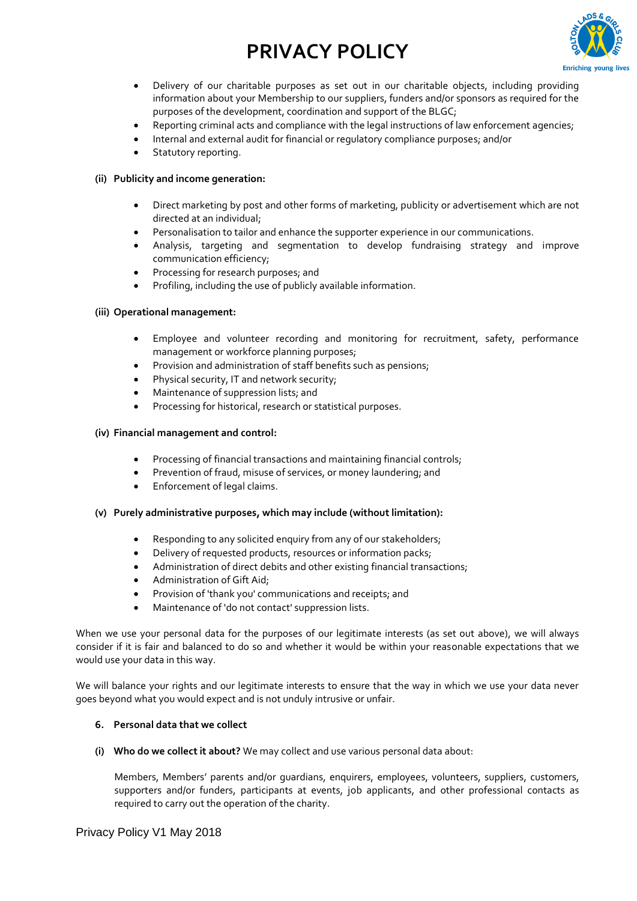- Delivery of our charitable purposes as set out in our charitable objects, including providing information about your Membership to our suppliers, funders and/or sponsors as required for the purposes of the development, coordination and support of the BLGC;
- Reporting criminal acts and compliance with the legal instructions of law enforcement agencies;
- Internal and external audit for financial or regulatory compliance purposes; and/or
- Statutory reporting.

**(ii) Publicity and income generation:**

- Direct marketing by post and other forms of marketing, publicity or advertisement which are not directed at an individual;
- Personalisation to tailor and enhance the supporter experience in our communications.
- Analysis, targeting and segmentation to develop fundraising strategy and improve communication efficiency;
- Processing for research purposes; and
- Profiling, including the use of publicly available information.

**(iii) Operational management:**

- Employee and volunteer recording and monitoring for recruitment, safety, performance management or workforce planning purposes;
- Provision and administration of staff benefits such as pensions;
- Physical security, IT and network security;
- Maintenance of suppression lists; and
- Processing for historical, research or statistical purposes.

**(iv) Financial management and control:**

- Processing of financial transactions and maintaining financial controls;
- Prevention of fraud, misuse of services, or money laundering; and
- Enforcement of legal claims.

**(v) Purely administrative purposes, which may include (without limitation):**

- Responding to any solicited enquiry from any of our stakeholders;
- Delivery of requested products, resources or information packs;
- Administration of direct debits and other existing financial transactions;
- Administration of Gift Aid;
- Provision of 'thank you' communications and receipts; and
- Maintenance of 'do not contact' suppression lists.

When we use your personal data for the purposes of our legitimate interests (as set out above), we will always consider if it is fair and balanced to do so and whether it would be within your reasonable expectations that we would use your data in this way.

We will balance your rights and our legitimate interests to ensure that the way in which we use your data never goes beyond what you would expect and is not unduly intrusive or unfair.

## 6. Personal data that we collect

**(i) Who do we collect it about?** We may collect and use various personal data about:

Members, Members' parents and/or guardians, enquirers, employees, volunteers, suppliers, customers, supporters and/or funders, participants at events, job applicants, and other professional contacts as required to carry out the operation of the charity.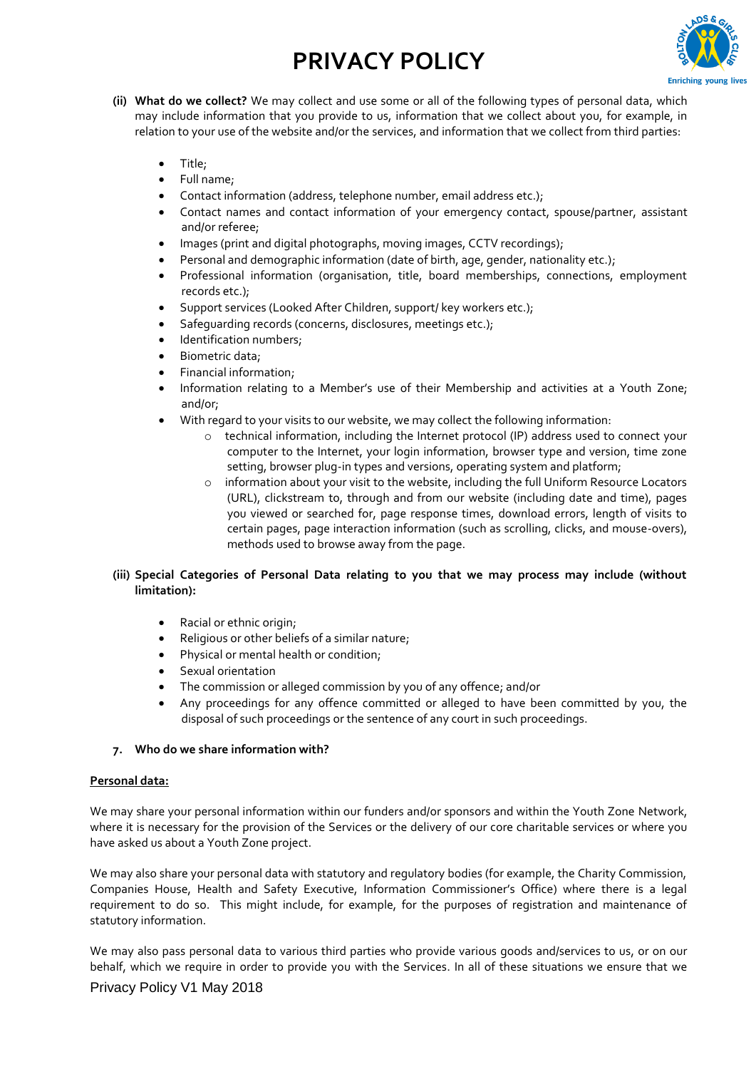# PRIVACY POLICY

**(ii) What do we collect?** We may collect and use some or all of the following types of personal data, which may include information that you provide to us, information that we collect about you, for example, in relation to your use of the website and/or the services, and information that we collect from third parties:

- Title;
- Full name;
- Contact information (address, telephone number, email address etc.);
- Contact names and contact information of your emergency contact, spouse/partner, assistant and/or referee;
- Images (print and digital photographs, moving images, CCTV recordings);
- Personal and demographic information (date of birth, age, gender, nationality etc.);
- Professional information (organisation, title, board memberships, connections, employment records etc.);
- Support services (Looked After Children, support/ key workers etc.);
- Safeguarding records (concerns, disclosures, meetings etc.);
- Identification numbers;
- Biometric data;
- Financial information;
- Information relating to a Member's use of their Membership and activities at a Youth Zone; and/or;
- With regard to your visits to our website, we may collect the following information:
    - technical information, including the Internet protocol (IP) address used to connect your computer to the Internet, your login information, browser type and version, time zone setting, browser plug-in types and versions, operating system and platform;
    - information about your visit to the website, including the full Uniform Resource Locators (URL), clickstream to, through and from our website (including date and time), pages you viewed or searched for, page response times, download errors, length of visits to certain pages, page interaction information (such as scrolling, clicks, and mouse-overs), methods used to browse away from the page.

**(iii) Special Categories of Personal Data relating to you that we may process may include (without limitation):**

- Racial or ethnic origin;
- Religious or other beliefs of a similar nature;
- Physical or mental health or condition;
- Sexual orientation
- The commission or alleged commission by you of any offence; and/or
- Any proceedings for any offence committed or alleged to have been committed by you, the disposal of such proceedings or the sentence of any court in such proceedings.

## 7. Who do we share information with?

**Personal data:**

We may share your personal information within our funders and/or sponsors and within the Youth Zone Network, where it is necessary for the provision of the Services or the delivery of our core charitable services or where you have asked us about a Youth Zone project.

We may also share your personal data with statutory and regulatory bodies (for example, the Charity Commission, Companies House, Health and Safety Executive, Information Commissioner's Office) where there is a legal requirement to do so. This might include, for example, for the purposes of registration and maintenance of statutory information.

We may also pass personal data to various third parties who provide various goods and/services to us, or on our behalf, which we require in order to provide you with the Services. In all of these situations we ensure that we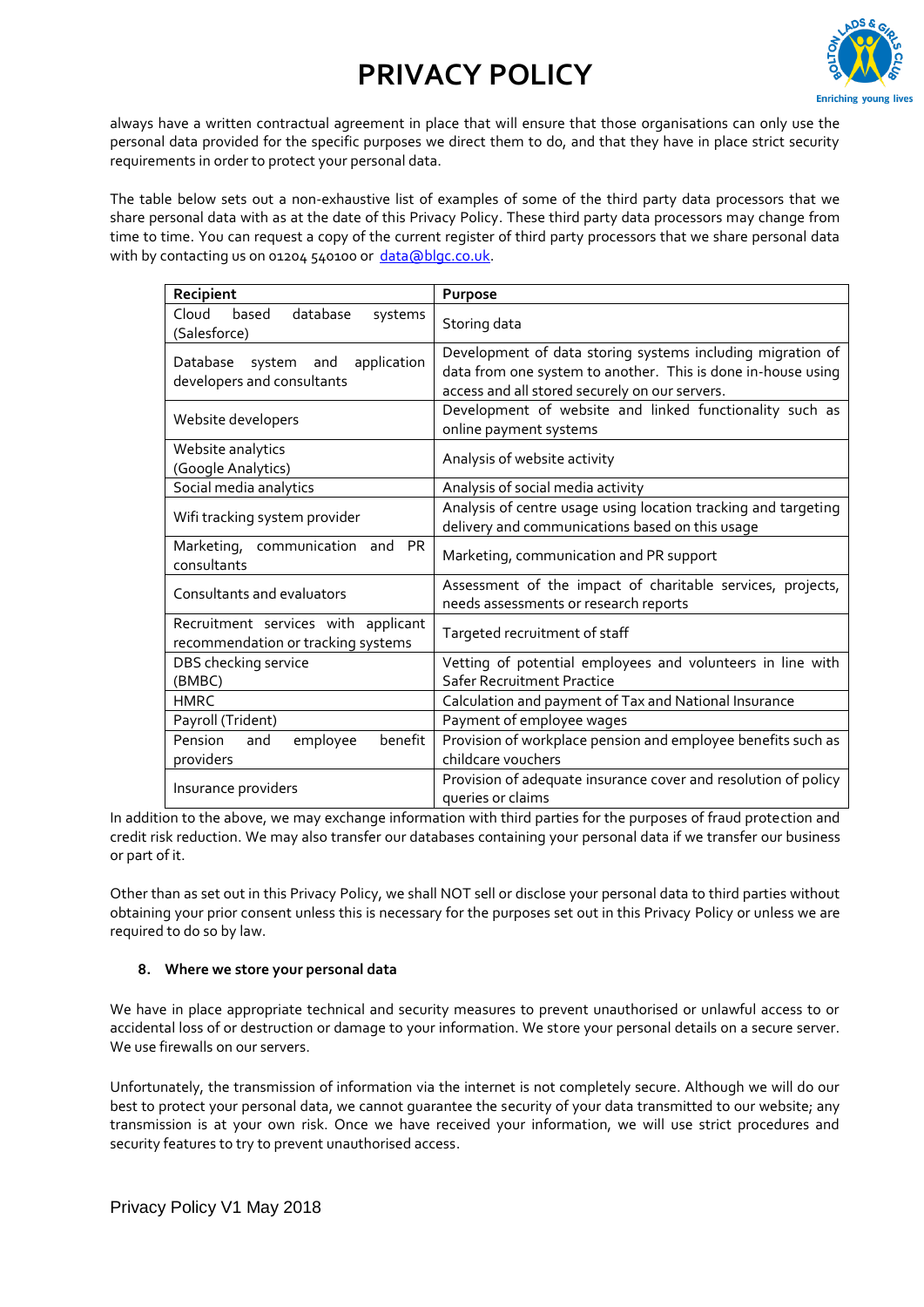always have a written contractual agreement in place that will ensure that those organisations can only use the personal data provided for the specific purposes we direct them to do, and that they have in place strict security requirements in order to protect your personal data.

The table below sets out a non-exhaustive list of examples of some of the third party data processors that we share personal data with as at the date of this Privacy Policy. These third party data processors may change from time to time. You can request a copy of the current register of third party processors that we share personal data with by contacting us on 01204 540100 or [data@blgc.co.uk](mailto:data@blgc.co.uk).

| Recipient | Purpose |
|---|---|
| Cloud based database systems (Salesforce) | Storing data |
| Database system and application developers and consultants | Development of data storing systems including migration of data from one system to another. This is done in-house using access and all stored securely on our servers. |
| Website developers | Development of website and linked functionality such as online payment systems |
| Website analytics (Google Analytics) | Analysis of website activity |
| Social media analytics | Analysis of social media activity |
| Wifi tracking system provider | Analysis of centre usage using location tracking and targeting delivery and communications based on this usage |
| Marketing, communication and PR consultants | Marketing, communication and PR support |
| Consultants and evaluators | Assessment of the impact of charitable services, projects, needs assessments or research reports |
| Recruitment services with applicant recommendation or tracking systems | Targeted recruitment of staff |
| DBS checking service (BMBC) | Vetting of potential employees and volunteers in line with Safer Recruitment Practice |
| HMRC | Calculation and payment of Tax and National Insurance |
| Payroll (Trident) | Payment of employee wages |
| Pension and employee benefit providers | Provision of workplace pension and employee benefits such as childcare vouchers |
| Insurance providers | Provision of adequate insurance cover and resolution of policy queries or claims |

In addition to the above, we may exchange information with third parties for the purposes of fraud protection and credit risk reduction. We may also transfer our databases containing your personal data if we transfer our business or part of it.

Other than as set out in this Privacy Policy, we shall NOT sell or disclose your personal data to third parties without obtaining your prior consent unless this is necessary for the purposes set out in this Privacy Policy or unless we are required to do so by law.

#### 8. Where we store your personal data

We have in place appropriate technical and security measures to prevent unauthorised or unlawful access to or accidental loss of or destruction or damage to your information. We store your personal details on a secure server. We use firewalls on our servers.

Unfortunately, the transmission of information via the internet is not completely secure. Although we will do our best to protect your personal data, we cannot guarantee the security of your data transmitted to our website; any transmission is at your own risk. Once we have received your information, we will use strict procedures and security features to try to prevent unauthorised access.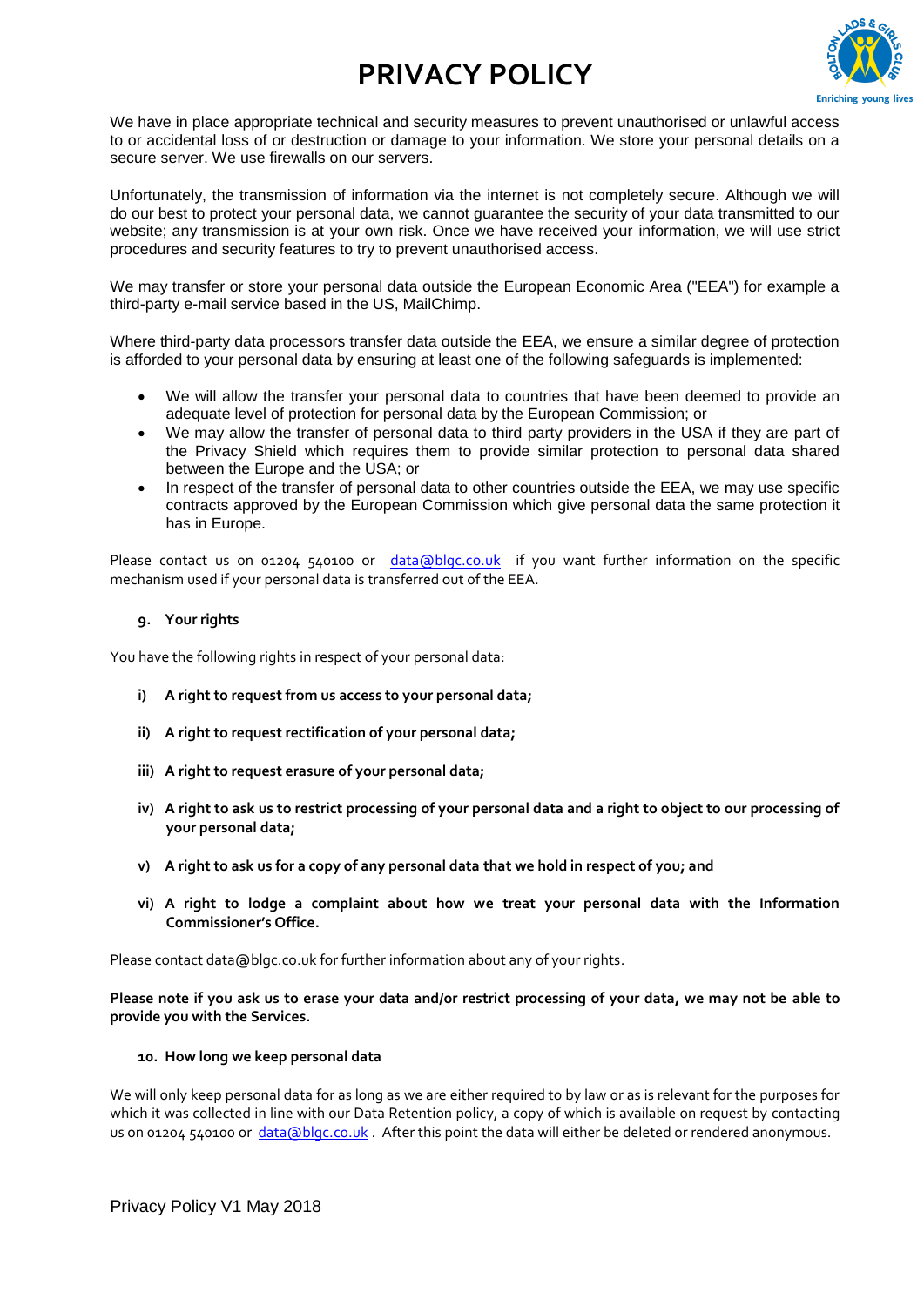# PRIVACY POLICY

We have in place appropriate technical and security measures to prevent unauthorised or unlawful access to or accidental loss of or destruction or damage to your information. We store your personal details on a secure server. We use firewalls on our servers.

Unfortunately, the transmission of information via the internet is not completely secure. Although we will do our best to protect your personal data, we cannot guarantee the security of your data transmitted to our website; any transmission is at your own risk. Once we have received your information, we will use strict procedures and security features to try to prevent unauthorised access.

We may transfer or store your personal data outside the European Economic Area ("EEA") for example a third-party e-mail service based in the US, MailChimp.

Where third-party data processors transfer data outside the EEA, we ensure a similar degree of protection is afforded to your personal data by ensuring at least one of the following safeguards is implemented:

- We will allow the transfer your personal data to countries that have been deemed to provide an adequate level of protection for personal data by the European Commission; or
- We may allow the transfer of personal data to third party providers in the USA if they are part of the Privacy Shield which requires them to provide similar protection to personal data shared between the Europe and the USA; or
- In respect of the transfer of personal data to other countries outside the EEA, we may use specific contracts approved by the European Commission which give personal data the same protection it has in Europe.

Please contact us on 01204 540100 or data@blgc.co.uk if you want further information on the specific mechanism used if your personal data is transferred out of the EEA.

## 9. Your rights

You have the following rights in respect of your personal data:

i) **A right to request from us access to your personal data;**

ii) **A right to request rectification of your personal data;**

iii) **A right to request erasure of your personal data;**

iv) **A right to ask us to restrict processing of your personal data and a right to object to our processing of your personal data;**

v) **A right to ask us for a copy of any personal data that we hold in respect of you; and**

vi) **A right to lodge a complaint about how we treat your personal data with the Information Commissioner's Office.**

Please contact data@blgc.co.uk for further information about any of your rights.

**Please note if you ask us to erase your data and/or restrict processing of your data, we may not be able to provide you with the Services.**

## 10. How long we keep personal data

We will only keep personal data for as long as we are either required to by law or as is relevant for the purposes for which it was collected in line with our Data Retention policy, a copy of which is available on request by contacting us on 01204 540100 or data@blgc.co.uk . After this point the data will either be deleted or rendered anonymous.

Privacy Policy V1 May 2018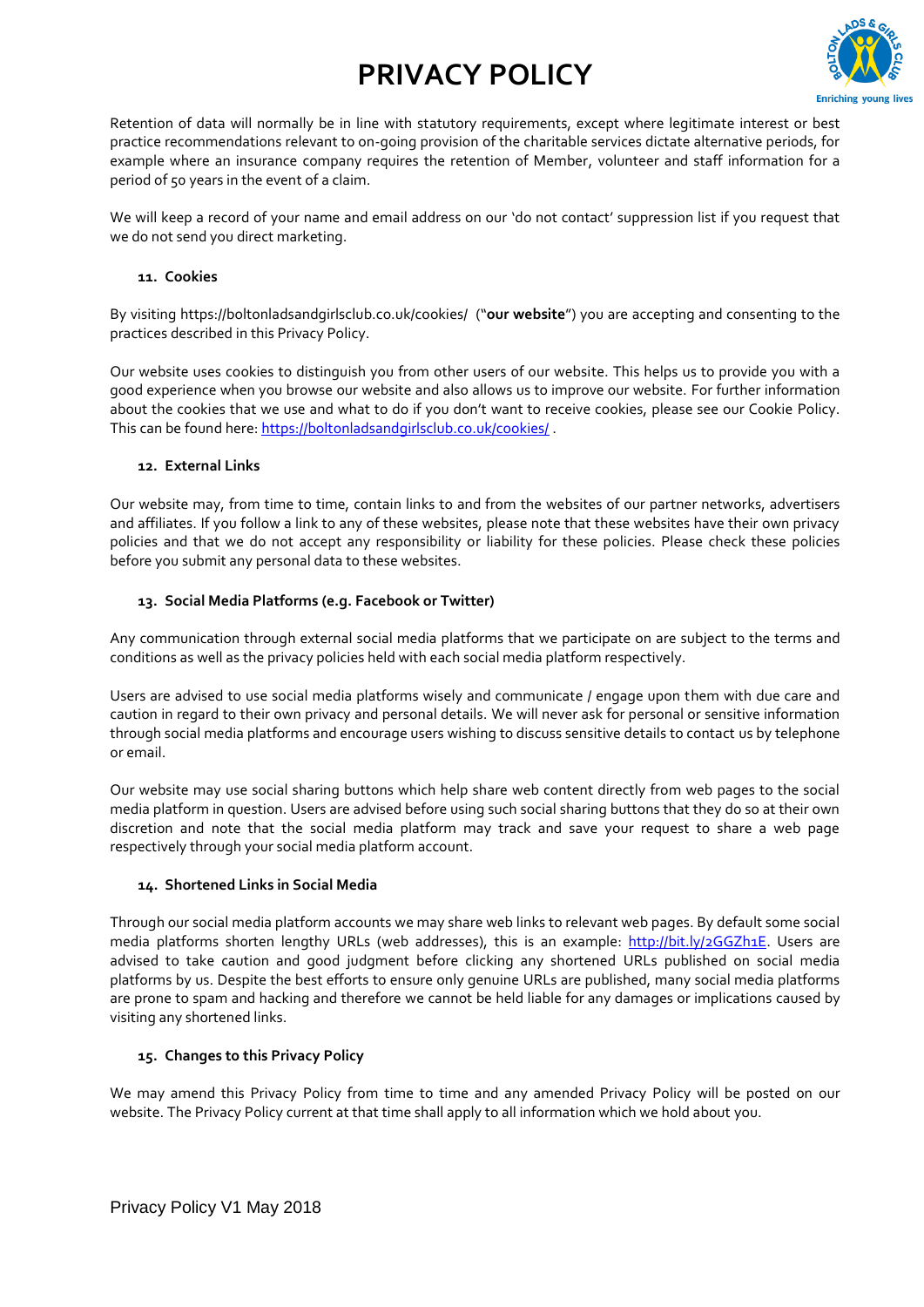Retention of data will normally be in line with statutory requirements, except where legitimate interest or best practice recommendations relevant to on-going provision of the charitable services dictate alternative periods, for example where an insurance company requires the retention of Member, volunteer and staff information for a period of 50 years in the event of a claim.

We will keep a record of your name and email address on our 'do not contact' suppression list if you request that we do not send you direct marketing.

## 11. Cookies

By visiting https://boltonladsandgirlsclub.co.uk/cookies/ ("**our website**") you are accepting and consenting to the practices described in this Privacy Policy.

Our website uses cookies to distinguish you from other users of our website. This helps us to provide you with a good experience when you browse our website and also allows us to improve our website. For further information about the cookies that we use and what to do if you don't want to receive cookies, please see our Cookie Policy. This can be found here: [https://boltonladsandgirlsclub.co.uk/cookies/](https://boltonladsandgirlsclub.co.uk/cookies/) .

## 12. External Links

Our website may, from time to time, contain links to and from the websites of our partner networks, advertisers and affiliates. If you follow a link to any of these websites, please note that these websites have their own privacy policies and that we do not accept any responsibility or liability for these policies. Please check these policies before you submit any personal data to these websites.

## 13. Social Media Platforms (e.g. Facebook or Twitter)

Any communication through external social media platforms that we participate on are subject to the terms and conditions as well as the privacy policies held with each social media platform respectively.

Users are advised to use social media platforms wisely and communicate / engage upon them with due care and caution in regard to their own privacy and personal details. We will never ask for personal or sensitive information through social media platforms and encourage users wishing to discuss sensitive details to contact us by telephone or email.

Our website may use social sharing buttons which help share web content directly from web pages to the social media platform in question. Users are advised before using such social sharing buttons that they do so at their own discretion and note that the social media platform may track and save your request to share a web page respectively through your social media platform account.

## 14. Shortened Links in Social Media

Through our social media platform accounts we may share web links to relevant web pages. By default some social media platforms shorten lengthy URLs (web addresses), this is an example: [http://bit.ly/2GGZh1E](http://bit.ly/2GGZh1E). Users are advised to take caution and good judgment before clicking any shortened URLs published on social media platforms by us. Despite the best efforts to ensure only genuine URLs are published, many social media platforms are prone to spam and hacking and therefore we cannot be held liable for any damages or implications caused by visiting any shortened links.

## 15. Changes to this Privacy Policy

We may amend this Privacy Policy from time to time and any amended Privacy Policy will be posted on our website. The Privacy Policy current at that time shall apply to all information which we hold about you.